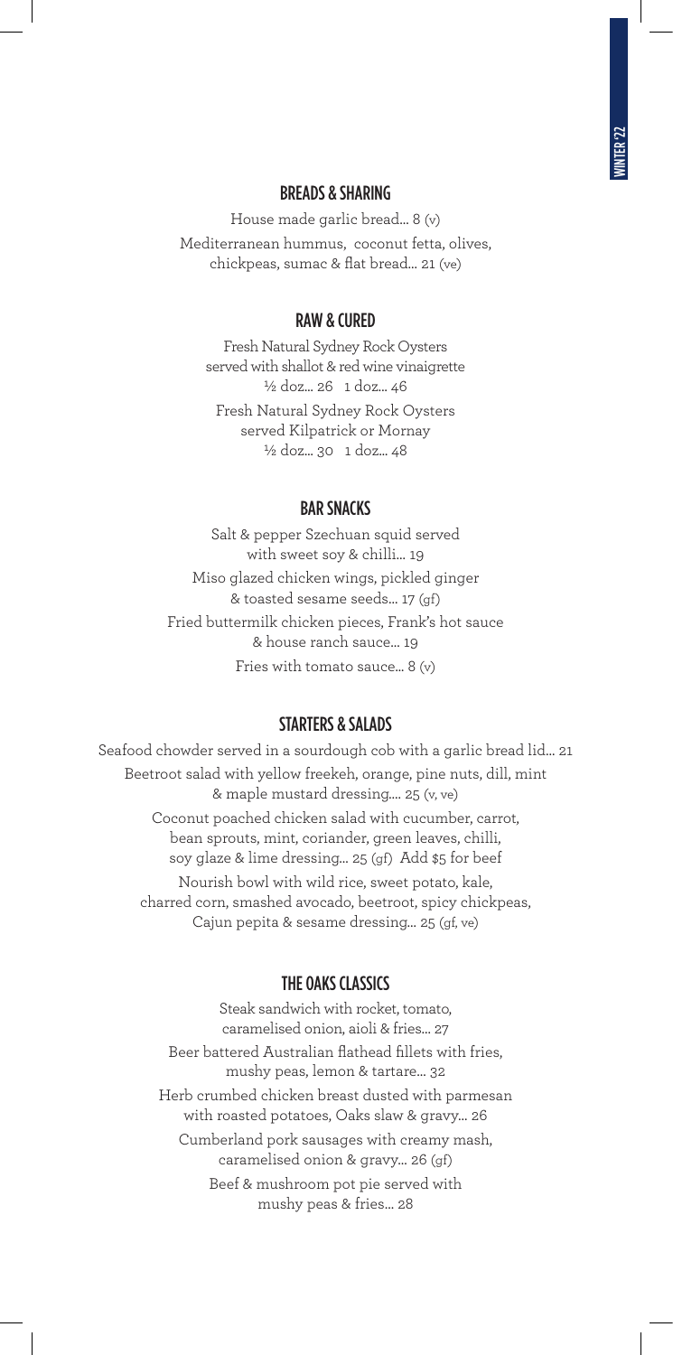WINTER '22

## BREADS & SHARING

House made garlic bread... 8 (v)

Mediterranean hummus, coconut fetta, olives, chickpeas, sumac & flat bread... 21 (ve)

## RAW & CURED

Fresh Natural Sydney Rock Oysters served with shallot & red wine vinaigrette
½ doz... 26 1 doz... 46

Fresh Natural Sydney Rock Oysters served Kilpatrick or Mornay
½ doz... 30 1 doz... 48

## BAR SNACKS

Salt & pepper Szechuan squid served with sweet soy & chilli... 19

Miso glazed chicken wings, pickled ginger & toasted sesame seeds... 17 (gf)

Fried buttermilk chicken pieces, Frank's hot sauce & house ranch sauce... 19

Fries with tomato sauce... 8 (v)

## STARTERS & SALADS

Seafood chowder served in a sourdough cob with a garlic bread lid... 21

Beetroot salad with yellow freekeh, orange, pine nuts, dill, mint & maple mustard dressing.... 25 (v, ve)

Coconut poached chicken salad with cucumber, carrot, bean sprouts, mint, coriander, green leaves, chilli, soy glaze & lime dressing... 25 (gf) Add $5 for beef

Nourish bowl with wild rice, sweet potato, kale, charred corn, smashed avocado, beetroot, spicy chickpeas, Cajun pepita & sesame dressing... 25 (gf, ve)

## THE OAKS CLASSICS

Steak sandwich with rocket, tomato, caramelised onion, aioli & fries... 27

Beer battered Australian flathead fillets with fries, mushy peas, lemon & tartare... 32

Herb crumbed chicken breast dusted with parmesan with roasted potatoes, Oaks slaw & gravy... 26

Cumberland pork sausages with creamy mash, caramelised onion & gravy... 26 (gf)

Beef & mushroom pot pie served with mushy peas & fries... 28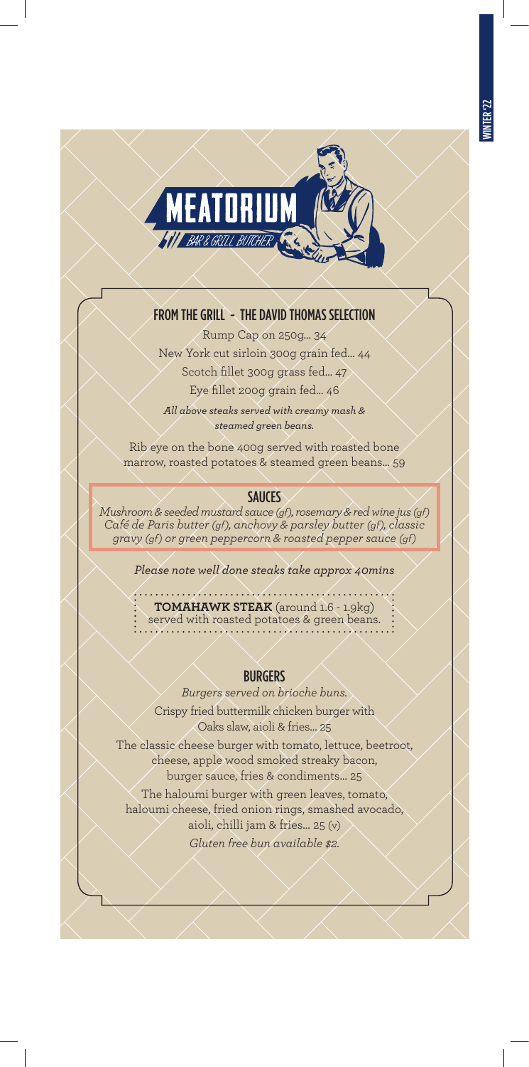# MEATORIUM

BAR & GRILL BUTCHER

## FROM THE GRILL - THE DAVID THOMAS SELECTION

Rump Cap on 250g... 34

New York cut sirloin 300g grain fed... 44

Scotch fillet 300g grass fed... 47

Eye fillet 200g grain fed... 46

*All above steaks served with creamy mash & steamed green beans.*

Rib eye on the bone 400g served with roasted bone marrow, roasted potatoes & steamed green beans... 59

## SAUCES

*Mushroom & seeded mustard sauce (gf), rosemary & red wine jus (gf) Café de Paris butter (gf), anchovy & parsley butter (gf), classic gravy (gf) or green peppercorn & roasted pepper sauce (gf)*

*Please note well done steaks take approx 40mins*

**TOMAHAWK STEAK** (around 1.6 - 1.9kg) served with roasted potatoes & green beans.

## BURGERS

*Burgers served on brioche buns.*

Crispy fried buttermilk chicken burger with Oaks slaw, aioli & fries... 25

The classic cheese burger with tomato, lettuce, beetroot, cheese, apple wood smoked streaky bacon, burger sauce, fries & condiments... 25

The haloumi burger with green leaves, tomato, haloumi cheese, fried onion rings, smashed avocado, aioli, chilli jam & fries... 25 (v)

*Gluten free bun available $2.*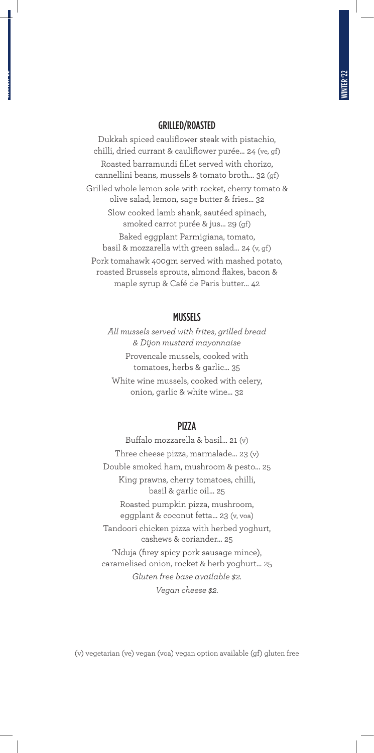## GRILLED/ROASTED

Dukkah spiced cauliflower steak with pistachio, chilli, dried currant & cauliflower purée... 24 (ve, gf)

Roasted barramundi fillet served with chorizo, cannellini beans, mussels & tomato broth... 32 (gf)

Grilled whole lemon sole with rocket, cherry tomato & olive salad, lemon, sage butter & fries... 32

Slow cooked lamb shank, sautéed spinach, smoked carrot purée & jus... 29 (gf)

Baked eggplant Parmigiana, tomato, basil & mozzarella with green salad... 24 (v, gf)

Pork tomahawk 400gm served with mashed potato, roasted Brussels sprouts, almond flakes, bacon & maple syrup & Café de Paris butter... 42

## MUSSELS

*All mussels served with frites, grilled bread & Dijon mustard mayonnaise*

Provencale mussels, cooked with tomatoes, herbs & garlic... 35

White wine mussels, cooked with celery, onion, garlic & white wine... 32

## PIZZA

Buffalo mozzarella & basil... 21 (v)

Three cheese pizza, marmalade... 23 (v)

Double smoked ham, mushroom & pesto... 25

King prawns, cherry tomatoes, chilli, basil & garlic oil... 25

Roasted pumpkin pizza, mushroom, eggplant & coconut fetta... 23 (v, voa)

Tandoori chicken pizza with herbed yoghurt, cashews & coriander... 25

'Nduja (firey spicy pork sausage mince), caramelised onion, rocket & herb yoghurt... 25

*Gluten free base available $2.*

*Vegan cheese $2.*

(v) vegetarian (ve) vegan (voa) vegan option available (gf) gluten free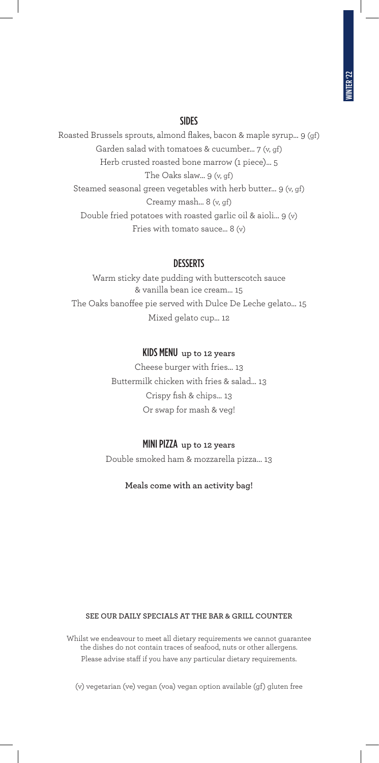## SIDES

Roasted Brussels sprouts, almond flakes, bacon & maple syrup... 9 (gf)
Garden salad with tomatoes & cucumber... 7 (v, gf)
Herb crusted roasted bone marrow (1 piece)... 5
The Oaks slaw... 9 (v, gf)
Steamed seasonal green vegetables with herb butter... 9 (v, gf)
Creamy mash... 8 (v, gf)
Double fried potatoes with roasted garlic oil & aioli... 9 (v)
Fries with tomato sauce... 8 (v)

## DESSERTS

Warm sticky date pudding with butterscotch sauce & vanilla bean ice cream... 15
The Oaks banoffee pie served with Dulce De Leche gelato... 15
Mixed gelato cup... 12

## KIDS MENU **up to 12 years**

Cheese burger with fries... 13
Buttermilk chicken with fries & salad... 13
Crispy fish & chips... 13
Or swap for mash & veg!

## MINI PIZZA **up to 12 years**

Double smoked ham & mozzarella pizza... 13

**Meals come with an activity bag!**

**SEE OUR DAILY SPECIALS AT THE BAR & GRILL COUNTER**

Whilst we endeavour to meet all dietary requirements we cannot guarantee the dishes do not contain traces of seafood, nuts or other allergens. Please advise staff if you have any particular dietary requirements.

(v) vegetarian (ve) vegan (voa) vegan option available (gf) gluten free